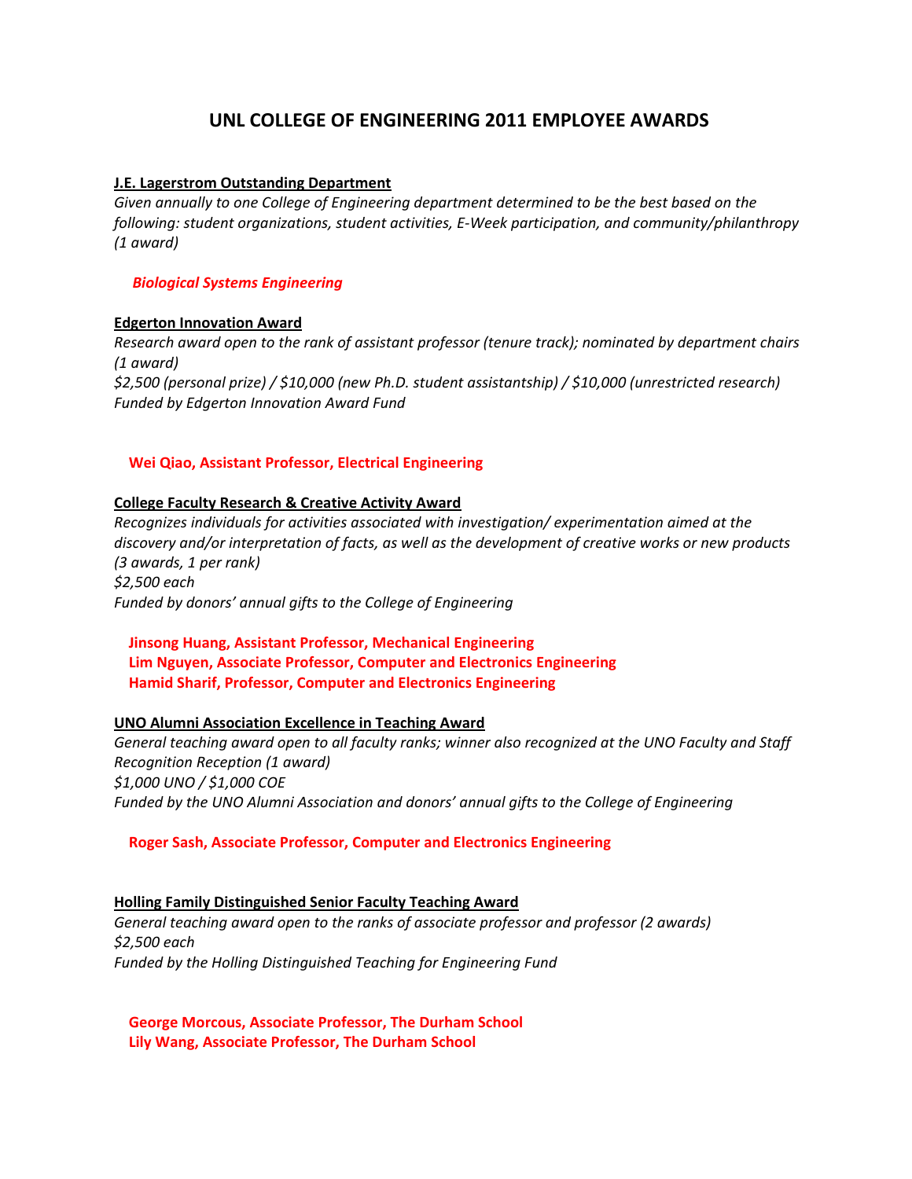# UNL COLLEGE OF ENGINEERING 2011 EMPLOYEE AWARDS

**J.E. Lagerstrom Outstanding Department**

*Given annually to one College of Engineering department determined to be the best based on the following: student organizations, student activities, E-Week participation, and community/philanthropy (1 award)*

***Biological Systems Engineering***

**Edgerton Innovation Award**

*Research award open to the rank of assistant professor (tenure track); nominated by department chairs (1 award)*

*$2,500 (personal prize) / $10,000 (new Ph.D. student assistantship) / $10,000 (unrestricted research)*

*Funded by Edgerton Innovation Award Fund*

**Wei Qiao, Assistant Professor, Electrical Engineering**

**College Faculty Research & Creative Activity Award**

*Recognizes individuals for activities associated with investigation/ experimentation aimed at the discovery and/or interpretation of facts, as well as the development of creative works or new products (3 awards, 1 per rank)*

*$2,500 each*

*Funded by donors' annual gifts to the College of Engineering*

**Jinsong Huang, Assistant Professor, Mechanical Engineering**
**Lim Nguyen, Associate Professor, Computer and Electronics Engineering**
**Hamid Sharif, Professor, Computer and Electronics Engineering**

**UNO Alumni Association Excellence in Teaching Award**

*General teaching award open to all faculty ranks; winner also recognized at the UNO Faculty and Staff Recognition Reception (1 award)*

*$1,000 UNO / $1,000 COE*

*Funded by the UNO Alumni Association and donors' annual gifts to the College of Engineering*

**Roger Sash, Associate Professor, Computer and Electronics Engineering**

**Holling Family Distinguished Senior Faculty Teaching Award**

*General teaching award open to the ranks of associate professor and professor (2 awards)*

*$2,500 each*

*Funded by the Holling Distinguished Teaching for Engineering Fund*

**George Morcous, Associate Professor, The Durham School**
**Lily Wang, Associate Professor, The Durham School**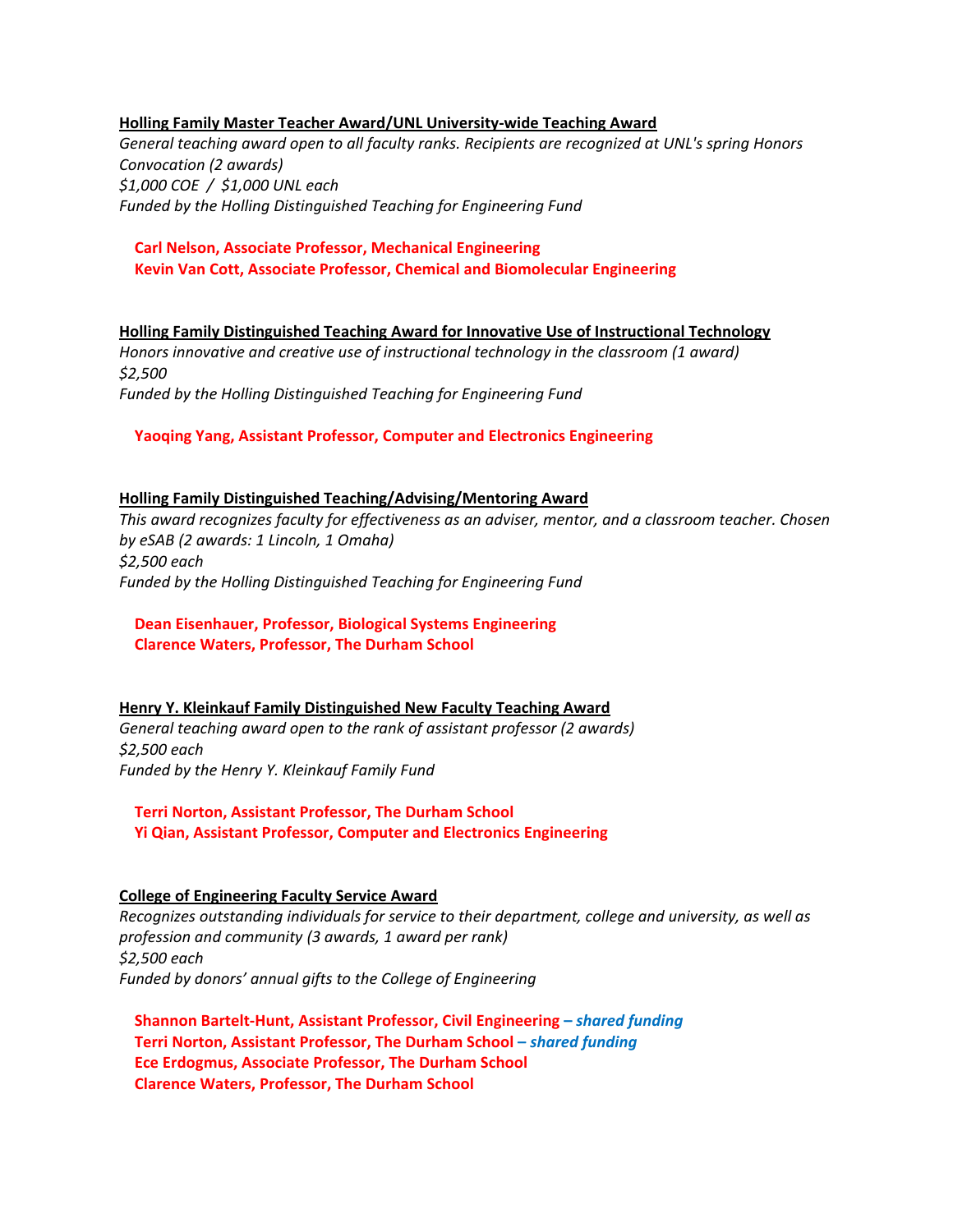**Holling Family Master Teacher Award/UNL University-wide Teaching Award**

*General teaching award open to all faculty ranks. Recipients are recognized at UNL's spring Honors Convocation (2 awards)*
*$1,000 COE / $1,000 UNL each*
*Funded by the Holling Distinguished Teaching for Engineering Fund*

**Carl Nelson, Associate Professor, Mechanical Engineering**
**Kevin Van Cott, Associate Professor, Chemical and Biomolecular Engineering**

**Holling Family Distinguished Teaching Award for Innovative Use of Instructional Technology**

*Honors innovative and creative use of instructional technology in the classroom (1 award)*
*$2,500*
*Funded by the Holling Distinguished Teaching for Engineering Fund*

**Yaoqing Yang, Assistant Professor, Computer and Electronics Engineering**

**Holling Family Distinguished Teaching/Advising/Mentoring Award**

*This award recognizes faculty for effectiveness as an adviser, mentor, and a classroom teacher. Chosen by eSAB (2 awards: 1 Lincoln, 1 Omaha)*
*$2,500 each*
*Funded by the Holling Distinguished Teaching for Engineering Fund*

**Dean Eisenhauer, Professor, Biological Systems Engineering**
**Clarence Waters, Professor, The Durham School**

**Henry Y. Kleinkauf Family Distinguished New Faculty Teaching Award**

*General teaching award open to the rank of assistant professor (2 awards)*
*$2,500 each*
*Funded by the Henry Y. Kleinkauf Family Fund*

**Terri Norton, Assistant Professor, The Durham School**
**Yi Qian, Assistant Professor, Computer and Electronics Engineering**

**College of Engineering Faculty Service Award**

*Recognizes outstanding individuals for service to their department, college and university, as well as profession and community (3 awards, 1 award per rank)*
*$2,500 each*
*Funded by donors' annual gifts to the College of Engineering*

**Shannon Bartelt-Hunt, Assistant Professor, Civil Engineering** ***– shared funding***
**Terri Norton, Assistant Professor, The Durham School** ***– shared funding***
**Ece Erdogmus, Associate Professor, The Durham School**
**Clarence Waters, Professor, The Durham School**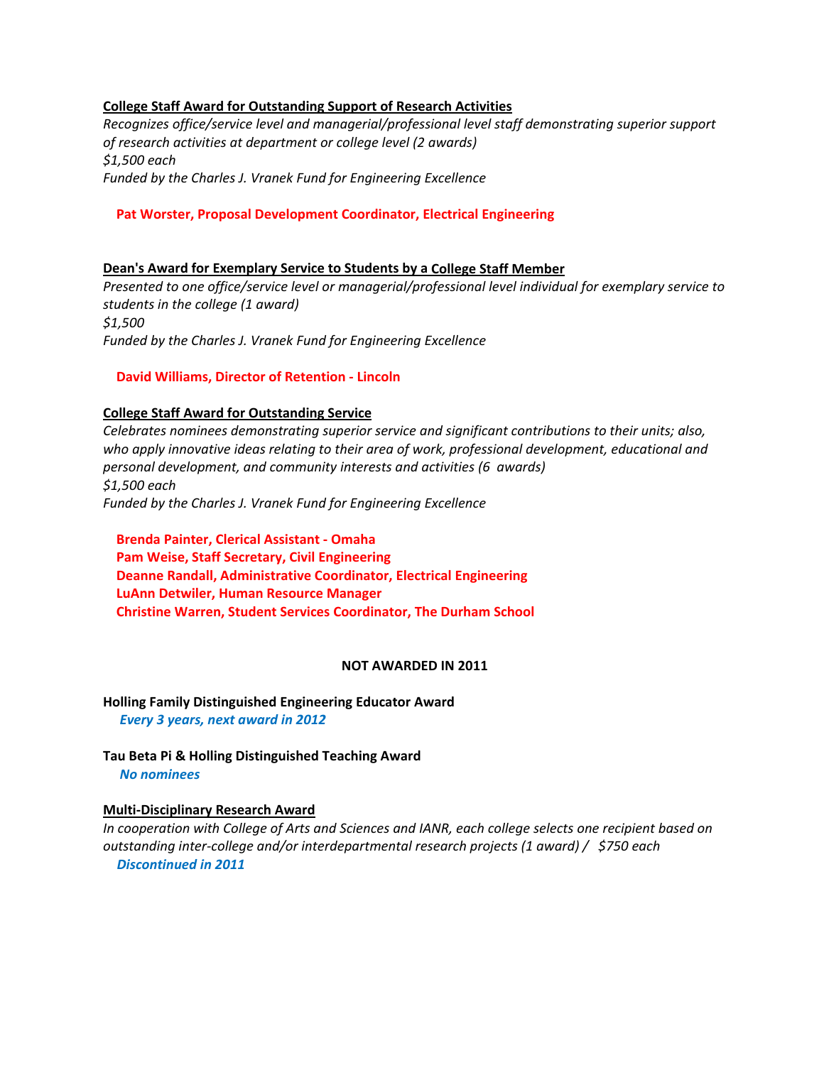**College Staff Award for Outstanding Support of Research Activities**

*Recognizes office/service level and managerial/professional level staff demonstrating superior support of research activities at department or college level (2 awards)*
*$1,500 each*
*Funded by the Charles J. Vranek Fund for Engineering Excellence*

**Pat Worster, Proposal Development Coordinator, Electrical Engineering**

**Dean's Award for Exemplary Service to Students by a College Staff Member**

*Presented to one office/service level or managerial/professional level individual for exemplary service to students in the college (1 award)*
*$1,500*
*Funded by the Charles J. Vranek Fund for Engineering Excellence*

**David Williams, Director of Retention - Lincoln**

**College Staff Award for Outstanding Service**

*Celebrates nominees demonstrating superior service and significant contributions to their units; also, who apply innovative ideas relating to their area of work, professional development, educational and personal development, and community interests and activities (6 awards)*
*$1,500 each*
*Funded by the Charles J. Vranek Fund for Engineering Excellence*

**Brenda Painter, Clerical Assistant - Omaha**
**Pam Weise, Staff Secretary, Civil Engineering**
**Deanne Randall, Administrative Coordinator, Electrical Engineering**
**LuAnn Detwiler, Human Resource Manager**
**Christine Warren, Student Services Coordinator, The Durham School**

**NOT AWARDED IN 2011**

**Holling Family Distinguished Engineering Educator Award**
***Every 3 years, next award in 2012***

**Tau Beta Pi & Holling Distinguished Teaching Award**
***No nominees***

**Multi-Disciplinary Research Award**

*In cooperation with College of Arts and Sciences and IANR, each college selects one recipient based on outstanding inter-college and/or interdepartmental research projects (1 award) / $750 each*
***Discontinued in 2011***